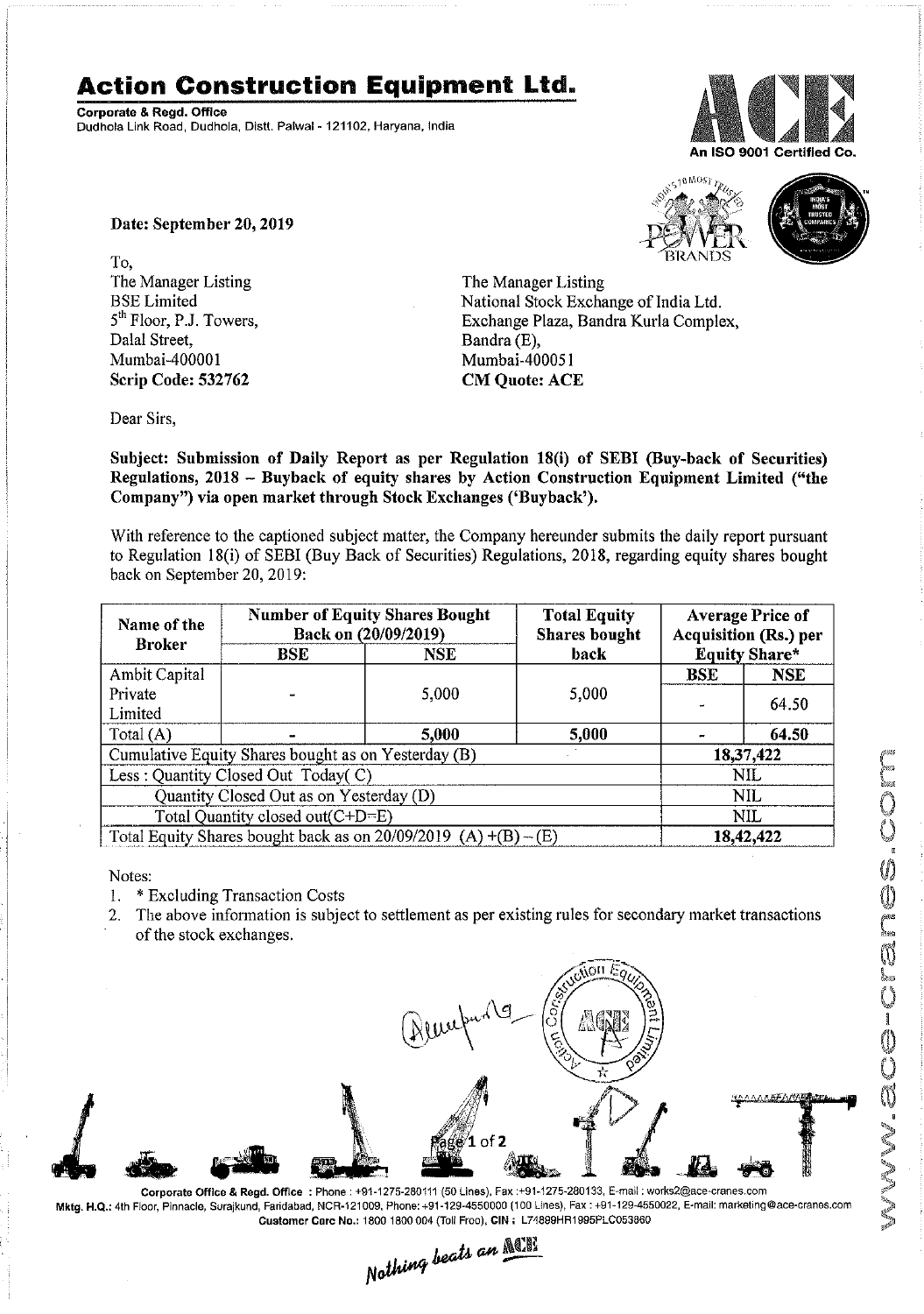# Action Construction Equipment Ltd.

**Corporate & Regd. Office**
Dudhola Link Road, Dudhola, Distt. Palwal - 121102, Haryana, India

An ISO 9001 Certified Co.

**Date: September 20, 2019**

To,
The Manager Listing
BSE Limited
5th Floor, P.J. Towers,
Dalal Street,
Mumbai-400001
**Scrip Code: 532762**

The Manager Listing
National Stock Exchange of India Ltd.
Exchange Plaza, Bandra Kurla Complex,
Bandra (E),
Mumbai-400051
**CM Quote: ACE**

Dear Sirs,

**Subject: Submission of Daily Report as per Regulation 18(i) of SEBI (Buy-back of Securities) Regulations, 2018 – Buyback of equity shares by Action Construction Equipment Limited ("the Company") via open market through Stock Exchanges ('Buyback').**

With reference to the captioned subject matter, the Company hereunder submits the daily report pursuant to Regulation 18(i) of SEBI (Buy Back of Securities) Regulations, 2018, regarding equity shares bought back on September 20, 2019:

| Name of the Broker | Number of Equity Shares Bought Back on (20/09/2019) | | Total Equity Shares bought back | Average Price of Acquisition (Rs.) per Equity Share* | |
|---|---|---|---|---|---|
| | **BSE** | **NSE** | | **BSE** | **NSE** |
| Ambit Capital Private Limited | - | 5,000 | 5,000 | - | 64.50 |
| Total (A) | - | **5,000** | **5,000** | - | **64.50** |
| Cumulative Equity Shares bought as on Yesterday (B) | | | | **18,37,422** | |
| Less : Quantity Closed Out Today( C) | | | | NIL | |
| Quantity Closed Out as on Yesterday (D) | | | | NIL | |
| Total Quantity closed out(C+D=E) | | | | NIL | |
| Total Equity Shares bought back as on 20/09/2019 (A) +(B) – (E) | | | | **18,42,422** | |

Notes:
1. * Excluding Transaction Costs
2. The above information is subject to settlement as per existing rules for secondary market transactions of the stock exchanges.

**Corporate Office & Regd. Office** : Phone : +91-1275-280111 (50 Lines), Fax :+91-1275-280133, E-mail : works2@ace-cranes.com
**Mktg. H.Q.:** 4th Floor, Pinnacle, Surajkund, Faridabad, NCR-121009, Phone:+91-129-4550000 (100 Lines), Fax : +91-129-4550022, E-mail: marketing@ace-cranes.com
**Customer Care No.:** 1800 1800 004 (Toll Free), **CIN** : L74899HR1995PLC053860

*Nothing beats an ACE*

www.ace-cranes.com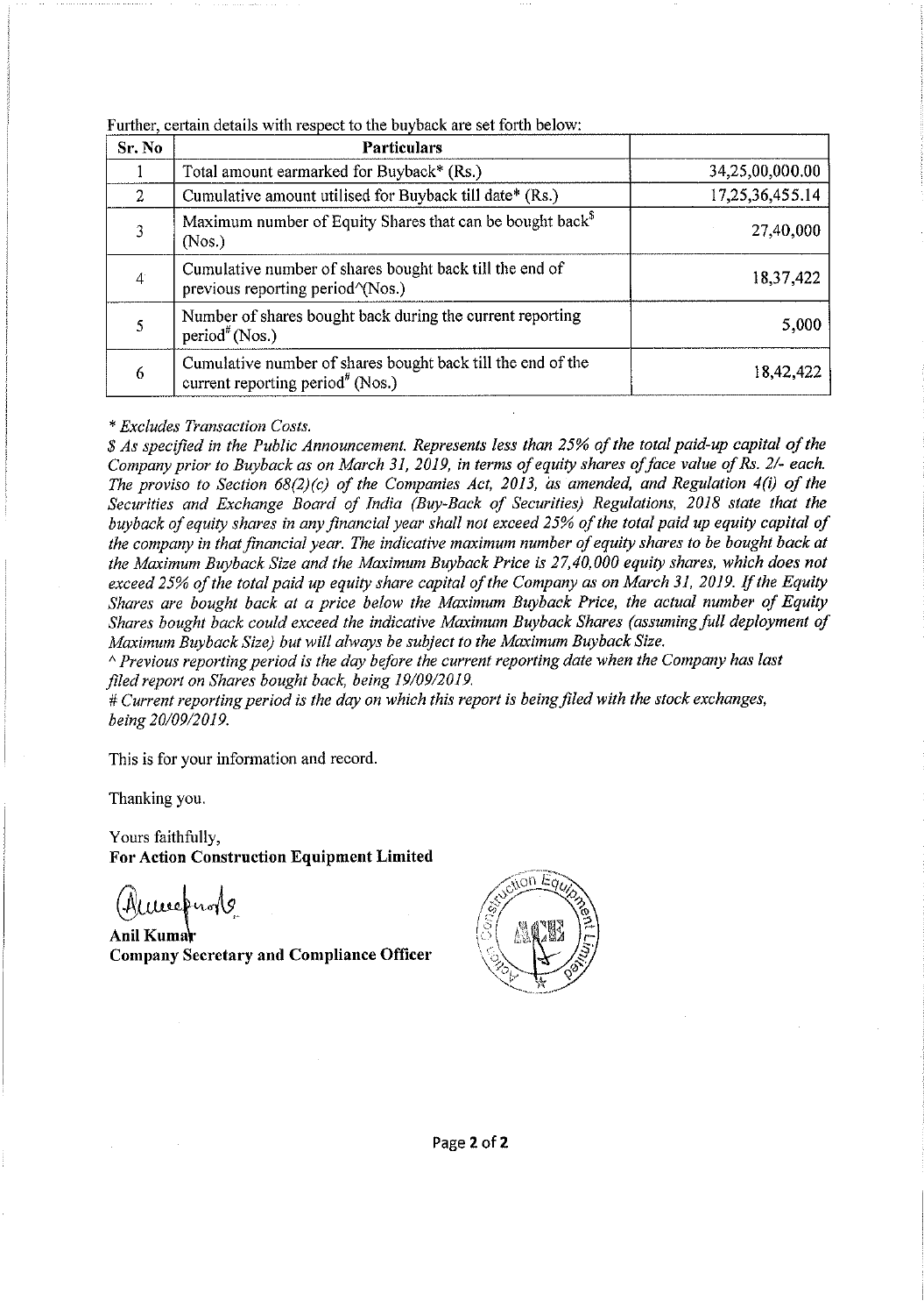Further, certain details with respect to the buyback are set forth below:

| Sr. No | Particulars | |
|---|---|---|
| 1 | Total amount earmarked for Buyback* (Rs.) | 34,25,00,000.00 |
| 2 | Cumulative amount utilised for Buyback till date* (Rs.) | 17,25,36,455.14 |
| 3 | Maximum number of Equity Shares that can be bought back$ (Nos.) | 27,40,000 |
| 4 | Cumulative number of shares bought back till the end of previous reporting period^(Nos.) | 18,37,422 |
| 5 | Number of shares bought back during the current reporting period# (Nos.) | 5,000 |
| 6 | Cumulative number of shares bought back till the end of the current reporting period# (Nos.) | 18,42,422 |

*\* Excludes Transaction Costs.*

*$ As specified in the Public Announcement. Represents less than 25% of the total paid-up capital of the Company prior to Buyback as on March 31, 2019, in terms of equity shares of face value of Rs. 2/- each. The proviso to Section 68(2)(c) of the Companies Act, 2013, as amended, and Regulation 4(i) of the Securities and Exchange Board of India (Buy-Back of Securities) Regulations, 2018 state that the buyback of equity shares in any financial year shall not exceed 25% of the total paid up equity capital of the company in that financial year. The indicative maximum number of equity shares to be bought back at the Maximum Buyback Size and the Maximum Buyback Price is 27,40,000 equity shares, which does not exceed 25% of the total paid up equity share capital of the Company as on March 31, 2019. If the Equity Shares are bought back at a price below the Maximum Buyback Price, the actual number of Equity Shares bought back could exceed the indicative Maximum Buyback Shares (assuming full deployment of Maximum Buyback Size) but will always be subject to the Maximum Buyback Size.*

*^ Previous reporting period is the day before the current reporting date when the Company has last filed report on Shares bought back, being 19/09/2019.*

*# Current reporting period is the day on which this report is being filed with the stock exchanges, being 20/09/2019.*

This is for your information and record.

Thanking you.

Yours faithfully,
**For Action Construction Equipment Limited**

**Anil Kumar**
**Company Secretary and Compliance Officer**